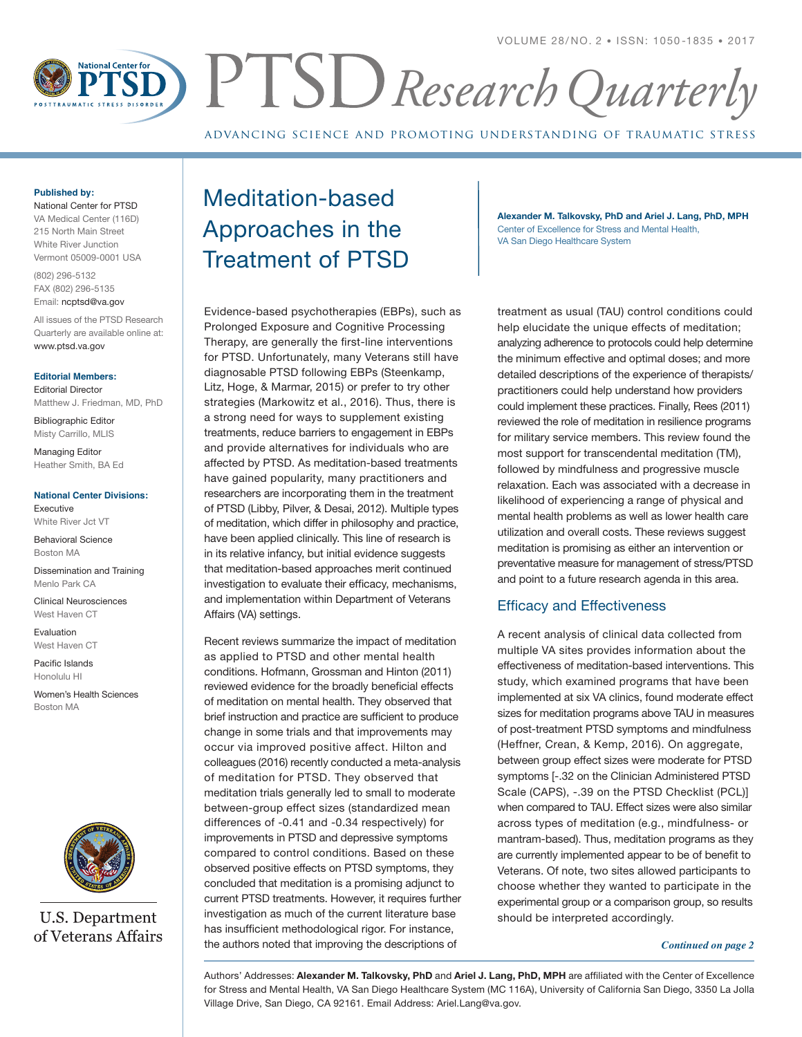# PTSD Research Quarterly

ADVANCING SCIENCE AND PROMOTING UNDERSTANDING OF TRAUMATIC STRESS

VOLUME 28/NO. 2 • ISSN: 1050-1835 • 2017

**Published by:**
National Center for PTSD
VA Medical Center (116D)
215 North Main Street
White River Junction
Vermont 05009-0001 USA

(802) 296-5132
FAX (802) 296-5135
Email: ncptsd@va.gov

All issues of the PTSD Research Quarterly are available online at: www.ptsd.va.gov

**Editorial Members:**

Editorial Director
Matthew J. Friedman, MD, PhD

Bibliographic Editor
Misty Carrillo, MLIS

Managing Editor
Heather Smith, BA Ed

**National Center Divisions:**

Executive
White River Jct VT

Behavioral Science
Boston MA

Dissemination and Training
Menlo Park CA

Clinical Neurosciences
West Haven CT

Evaluation
West Haven CT

Pacific Islands
Honolulu HI

Women's Health Sciences
Boston MA

U.S. Department of Veterans Affairs

# Meditation-based Approaches in the Treatment of PTSD

**Alexander M. Talkovsky, PhD and Ariel J. Lang, PhD, MPH**
Center of Excellence for Stress and Mental Health, VA San Diego Healthcare System

Evidence-based psychotherapies (EBPs), such as Prolonged Exposure and Cognitive Processing Therapy, are generally the first-line interventions for PTSD. Unfortunately, many Veterans still have diagnosable PTSD following EBPs (Steenkamp, Litz, Hoge, & Marmar, 2015) or prefer to try other strategies (Markowitz et al., 2016). Thus, there is a strong need for ways to supplement existing treatments, reduce barriers to engagement in EBPs and provide alternatives for individuals who are affected by PTSD. As meditation-based treatments have gained popularity, many practitioners and researchers are incorporating them in the treatment of PTSD (Libby, Pilver, & Desai, 2012). Multiple types of meditation, which differ in philosophy and practice, have been applied clinically. This line of research is in its relative infancy, but initial evidence suggests that meditation-based approaches merit continued investigation to evaluate their efficacy, mechanisms, and implementation within Department of Veterans Affairs (VA) settings.

Recent reviews summarize the impact of meditation as applied to PTSD and other mental health conditions. Hofmann, Grossman and Hinton (2011) reviewed evidence for the broadly beneficial effects of meditation on mental health. They observed that brief instruction and practice are sufficient to produce change in some trials and that improvements may occur via improved positive affect. Hilton and colleagues (2016) recently conducted a meta-analysis of meditation for PTSD. They observed that meditation trials generally led to small to moderate between-group effect sizes (standardized mean differences of -0.41 and -0.34 respectively) for improvements in PTSD and depressive symptoms compared to control conditions. Based on these observed positive effects on PTSD symptoms, they concluded that meditation is a promising adjunct to current PTSD treatments. However, it requires further investigation as much of the current literature base has insufficient methodological rigor. For instance, the authors noted that improving the descriptions of treatment as usual (TAU) control conditions could help elucidate the unique effects of meditation; analyzing adherence to protocols could help determine the minimum effective and optimal doses; and more detailed descriptions of the experience of therapists/practitioners could help understand how providers could implement these practices. Finally, Rees (2011) reviewed the role of meditation in resilience programs for military service members. This review found the most support for transcendental meditation (TM), followed by mindfulness and progressive muscle relaxation. Each was associated with a decrease in likelihood of experiencing a range of physical and mental health problems as well as lower health care utilization and overall costs. These reviews suggest meditation is promising as either an intervention or preventative measure for management of stress/PTSD and point to a future research agenda in this area.

## Efficacy and Effectiveness

A recent analysis of clinical data collected from multiple VA sites provides information about the effectiveness of meditation-based interventions. This study, which examined programs that have been implemented at six VA clinics, found moderate effect sizes for meditation programs above TAU in measures of post-treatment PTSD symptoms and mindfulness (Heffner, Crean, & Kemp, 2016). On aggregate, between group effect sizes were moderate for PTSD symptoms [-.32 on the Clinician Administered PTSD Scale (CAPS), -.39 on the PTSD Checklist (PCL)] when compared to TAU. Effect sizes were also similar across types of meditation (e.g., mindfulness- or mantram-based). Thus, meditation programs as they are currently implemented appear to be of benefit to Veterans. Of note, two sites allowed participants to choose whether they wanted to participate in the experimental group or a comparison group, so results should be interpreted accordingly.

*Continued on page 2*

Authors' Addresses: **Alexander M. Talkovsky, PhD** and **Ariel J. Lang, PhD, MPH** are affiliated with the Center of Excellence for Stress and Mental Health, VA San Diego Healthcare System (MC 116A), University of California San Diego, 3350 La Jolla Village Drive, San Diego, CA 92161. Email Address: Ariel.Lang@va.gov.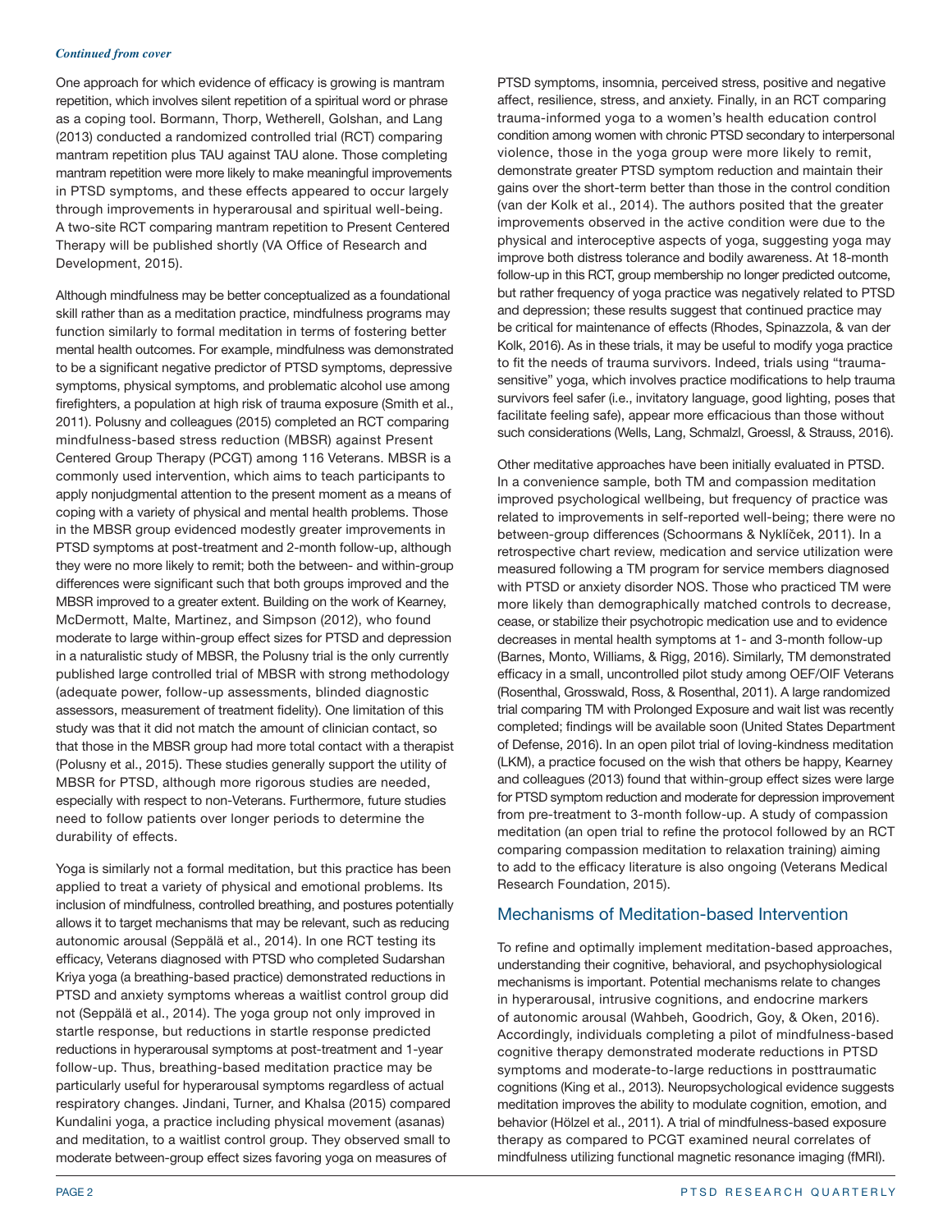*Continued from cover*

One approach for which evidence of efficacy is growing is mantram repetition, which involves silent repetition of a spiritual word or phrase as a coping tool. Bormann, Thorp, Wetherell, Golshan, and Lang (2013) conducted a randomized controlled trial (RCT) comparing mantram repetition plus TAU against TAU alone. Those completing mantram repetition were more likely to make meaningful improvements in PTSD symptoms, and these effects appeared to occur largely through improvements in hyperarousal and spiritual well-being. A two-site RCT comparing mantram repetition to Present Centered Therapy will be published shortly (VA Office of Research and Development, 2015).

Although mindfulness may be better conceptualized as a foundational skill rather than as a meditation practice, mindfulness programs may function similarly to formal meditation in terms of fostering better mental health outcomes. For example, mindfulness was demonstrated to be a significant negative predictor of PTSD symptoms, depressive symptoms, physical symptoms, and problematic alcohol use among firefighters, a population at high risk of trauma exposure (Smith et al., 2011). Polusny and colleagues (2015) completed an RCT comparing mindfulness-based stress reduction (MBSR) against Present Centered Group Therapy (PCGT) among 116 Veterans. MBSR is a commonly used intervention, which aims to teach participants to apply nonjudgmental attention to the present moment as a means of coping with a variety of physical and mental health problems. Those in the MBSR group evidenced modestly greater improvements in PTSD symptoms at post-treatment and 2-month follow-up, although they were no more likely to remit; both the between- and within-group differences were significant such that both groups improved and the MBSR improved to a greater extent. Building on the work of Kearney, McDermott, Malte, Martinez, and Simpson (2012), who found moderate to large within-group effect sizes for PTSD and depression in a naturalistic study of MBSR, the Polusny trial is the only currently published large controlled trial of MBSR with strong methodology (adequate power, follow-up assessments, blinded diagnostic assessors, measurement of treatment fidelity). One limitation of this study was that it did not match the amount of clinician contact, so that those in the MBSR group had more total contact with a therapist (Polusny et al., 2015). These studies generally support the utility of MBSR for PTSD, although more rigorous studies are needed, especially with respect to non-Veterans. Furthermore, future studies need to follow patients over longer periods to determine the durability of effects.

Yoga is similarly not a formal meditation, but this practice has been applied to treat a variety of physical and emotional problems. Its inclusion of mindfulness, controlled breathing, and postures potentially allows it to target mechanisms that may be relevant, such as reducing autonomic arousal (Seppälä et al., 2014). In one RCT testing its efficacy, Veterans diagnosed with PTSD who completed Sudarshan Kriya yoga (a breathing-based practice) demonstrated reductions in PTSD and anxiety symptoms whereas a waitlist control group did not (Seppälä et al., 2014). The yoga group not only improved in startle response, but reductions in startle response predicted reductions in hyperarousal symptoms at post-treatment and 1-year follow-up. Thus, breathing-based meditation practice may be particularly useful for hyperarousal symptoms regardless of actual respiratory changes. Jindani, Turner, and Khalsa (2015) compared Kundalini yoga, a practice including physical movement (asanas) and meditation, to a waitlist control group. They observed small to moderate between-group effect sizes favoring yoga on measures of PTSD symptoms, insomnia, perceived stress, positive and negative affect, resilience, stress, and anxiety. Finally, in an RCT comparing trauma-informed yoga to a women's health education control condition among women with chronic PTSD secondary to interpersonal violence, those in the yoga group were more likely to remit, demonstrate greater PTSD symptom reduction and maintain their gains over the short-term better than those in the control condition (van der Kolk et al., 2014). The authors posited that the greater improvements observed in the active condition were due to the physical and interoceptive aspects of yoga, suggesting yoga may improve both distress tolerance and bodily awareness. At 18-month follow-up in this RCT, group membership no longer predicted outcome, but rather frequency of yoga practice was negatively related to PTSD and depression; these results suggest that continued practice may be critical for maintenance of effects (Rhodes, Spinazzola, & van der Kolk, 2016). As in these trials, it may be useful to modify yoga practice to fit the needs of trauma survivors. Indeed, trials using "trauma-sensitive" yoga, which involves practice modifications to help trauma survivors feel safer (i.e., invitatory language, good lighting, poses that facilitate feeling safe), appear more efficacious than those without such considerations (Wells, Lang, Schmalzl, Groessl, & Strauss, 2016).

Other meditative approaches have been initially evaluated in PTSD. In a convenience sample, both TM and compassion meditation improved psychological wellbeing, but frequency of practice was related to improvements in self-reported well-being; there were no between-group differences (Schoormans & Nyklíček, 2011). In a retrospective chart review, medication and service utilization were measured following a TM program for service members diagnosed with PTSD or anxiety disorder NOS. Those who practiced TM were more likely than demographically matched controls to decrease, cease, or stabilize their psychotropic medication use and to evidence decreases in mental health symptoms at 1- and 3-month follow-up (Barnes, Monto, Williams, & Rigg, 2016). Similarly, TM demonstrated efficacy in a small, uncontrolled pilot study among OEF/OIF Veterans (Rosenthal, Grosswald, Ross, & Rosenthal, 2011). A large randomized trial comparing TM with Prolonged Exposure and wait list was recently completed; findings will be available soon (United States Department of Defense, 2016). In an open pilot trial of loving-kindness meditation (LKM), a practice focused on the wish that others be happy, Kearney and colleagues (2013) found that within-group effect sizes were large for PTSD symptom reduction and moderate for depression improvement from pre-treatment to 3-month follow-up. A study of compassion meditation (an open trial to refine the protocol followed by an RCT comparing compassion meditation to relaxation training) aiming to add to the efficacy literature is also ongoing (Veterans Medical Research Foundation, 2015).

## Mechanisms of Meditation-based Intervention

To refine and optimally implement meditation-based approaches, understanding their cognitive, behavioral, and psychophysiological mechanisms is important. Potential mechanisms relate to changes in hyperarousal, intrusive cognitions, and endocrine markers of autonomic arousal (Wahbeh, Goodrich, Goy, & Oken, 2016). Accordingly, individuals completing a pilot of mindfulness-based cognitive therapy demonstrated moderate reductions in PTSD symptoms and moderate-to-large reductions in posttraumatic cognitions (King et al., 2013). Neuropsychological evidence suggests meditation improves the ability to modulate cognition, emotion, and behavior (Hölzel et al., 2011). A trial of mindfulness-based exposure therapy as compared to PCGT examined neural correlates of mindfulness utilizing functional magnetic resonance imaging (fMRI).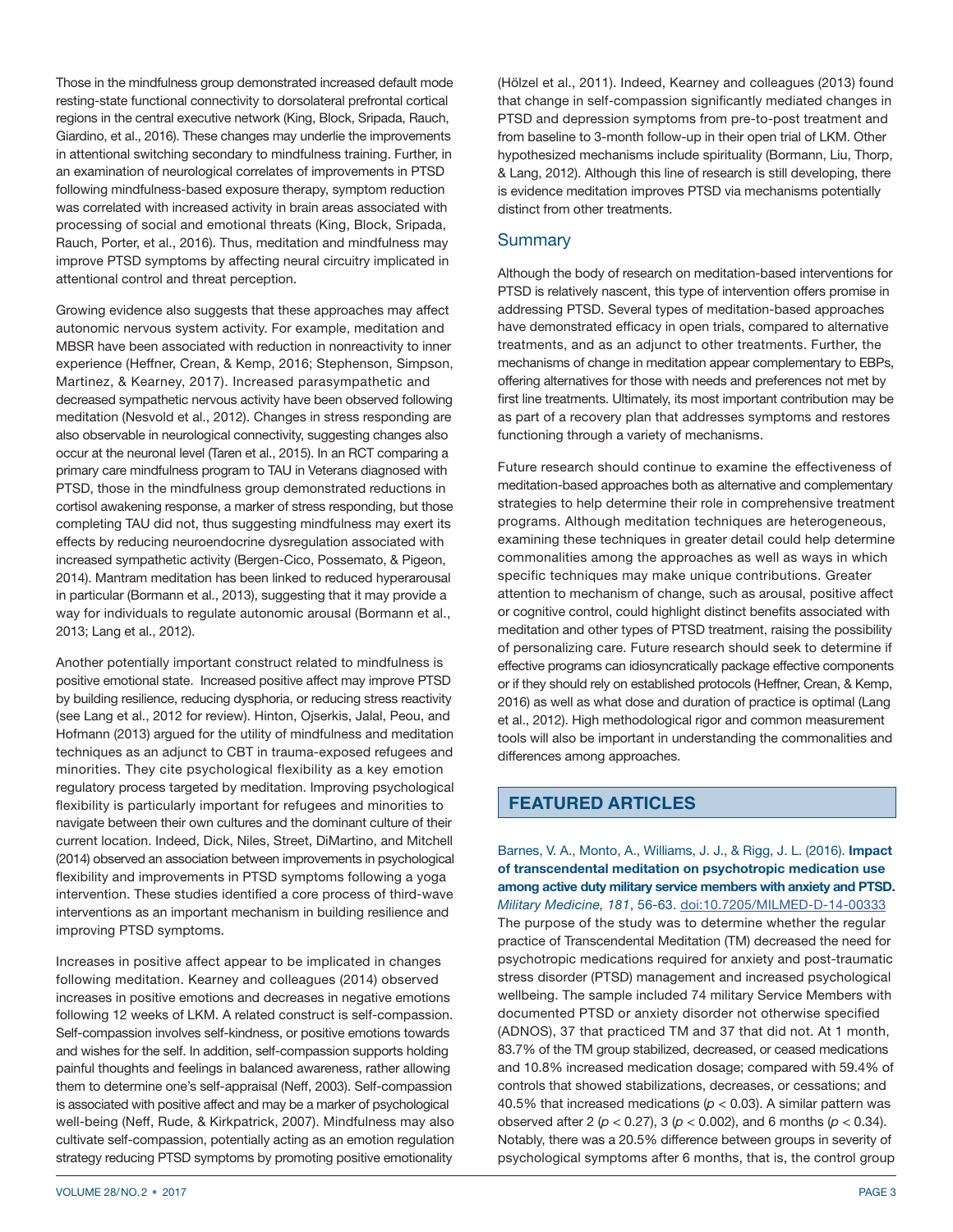Those in the mindfulness group demonstrated increased default mode resting-state functional connectivity to dorsolateral prefrontal cortical regions in the central executive network (King, Block, Sripada, Rauch, Giardino, et al., 2016). These changes may underlie the improvements in attentional switching secondary to mindfulness training. Further, in an examination of neurological correlates of improvements in PTSD following mindfulness-based exposure therapy, symptom reduction was correlated with increased activity in brain areas associated with processing of social and emotional threats (King, Block, Sripada, Rauch, Porter, et al., 2016). Thus, meditation and mindfulness may improve PTSD symptoms by affecting neural circuitry implicated in attentional control and threat perception.

Growing evidence also suggests that these approaches may affect autonomic nervous system activity. For example, meditation and MBSR have been associated with reduction in nonreactivity to inner experience (Heffner, Crean, & Kemp, 2016; Stephenson, Simpson, Martinez, & Kearney, 2017). Increased parasympathetic and decreased sympathetic nervous activity have been observed following meditation (Nesvold et al., 2012). Changes in stress responding are also observable in neurological connectivity, suggesting changes also occur at the neuronal level (Taren et al., 2015). In an RCT comparing a primary care mindfulness program to TAU in Veterans diagnosed with PTSD, those in the mindfulness group demonstrated reductions in cortisol awakening response, a marker of stress responding, but those completing TAU did not, thus suggesting mindfulness may exert its effects by reducing neuroendocrine dysregulation associated with increased sympathetic activity (Bergen-Cico, Possemato, & Pigeon, 2014). Mantram meditation has been linked to reduced hyperarousal in particular (Bormann et al., 2013), suggesting that it may provide a way for individuals to regulate autonomic arousal (Bormann et al., 2013; Lang et al., 2012).

Another potentially important construct related to mindfulness is positive emotional state. Increased positive affect may improve PTSD by building resilience, reducing dysphoria, or reducing stress reactivity (see Lang et al., 2012 for review). Hinton, Ojserkis, Jalal, Peou, and Hofmann (2013) argued for the utility of mindfulness and meditation techniques as an adjunct to CBT in trauma-exposed refugees and minorities. They cite psychological flexibility as a key emotion regulatory process targeted by meditation. Improving psychological flexibility is particularly important for refugees and minorities to navigate between their own cultures and the dominant culture of their current location. Indeed, Dick, Niles, Street, DiMartino, and Mitchell (2014) observed an association between improvements in psychological flexibility and improvements in PTSD symptoms following a yoga intervention. These studies identified a core process of third-wave interventions as an important mechanism in building resilience and improving PTSD symptoms.

Increases in positive affect appear to be implicated in changes following meditation. Kearney and colleagues (2014) observed increases in positive emotions and decreases in negative emotions following 12 weeks of LKM. A related construct is self-compassion. Self-compassion involves self-kindness, or positive emotions towards and wishes for the self. In addition, self-compassion supports holding painful thoughts and feelings in balanced awareness, rather allowing them to determine one's self-appraisal (Neff, 2003). Self-compassion is associated with positive affect and may be a marker of psychological well-being (Neff, Rude, & Kirkpatrick, 2007). Mindfulness may also cultivate self-compassion, potentially acting as an emotion regulation strategy reducing PTSD symptoms by promoting positive emotionality (Hölzel et al., 2011). Indeed, Kearney and colleagues (2013) found that change in self-compassion significantly mediated changes in PTSD and depression symptoms from pre-to-post treatment and from baseline to 3-month follow-up in their open trial of LKM. Other hypothesized mechanisms include spirituality (Bormann, Liu, Thorp, & Lang, 2012). Although this line of research is still developing, there is evidence meditation improves PTSD via mechanisms potentially distinct from other treatments.

## Summary

Although the body of research on meditation-based interventions for PTSD is relatively nascent, this type of intervention offers promise in addressing PTSD. Several types of meditation-based approaches have demonstrated efficacy in open trials, compared to alternative treatments, and as an adjunct to other treatments. Further, the mechanisms of change in meditation appear complementary to EBPs, offering alternatives for those with needs and preferences not met by first line treatments. Ultimately, its most important contribution may be as part of a recovery plan that addresses symptoms and restores functioning through a variety of mechanisms.

Future research should continue to examine the effectiveness of meditation-based approaches both as alternative and complementary strategies to help determine their role in comprehensive treatment programs. Although meditation techniques are heterogeneous, examining these techniques in greater detail could help determine commonalities among the approaches as well as ways in which specific techniques may make unique contributions. Greater attention to mechanism of change, such as arousal, positive affect or cognitive control, could highlight distinct benefits associated with meditation and other types of PTSD treatment, raising the possibility of personalizing care. Future research should seek to determine if effective programs can idiosyncratically package effective components or if they should rely on established protocols (Heffner, Crean, & Kemp, 2016) as well as what dose and duration of practice is optimal (Lang et al., 2012). High methodological rigor and common measurement tools will also be important in understanding the commonalities and differences among approaches.

## FEATURED ARTICLES

Barnes, V. A., Monto, A., Williams, J. J., & Rigg, J. L. (2016). **Impact of transcendental meditation on psychotropic medication use among active duty military service members with anxiety and PTSD.** *Military Medicine, 181*, 56-63. doi:10.7205/MILMED-D-14-00333
The purpose of the study was to determine whether the regular practice of Transcendental Meditation (TM) decreased the need for psychotropic medications required for anxiety and post-traumatic stress disorder (PTSD) management and increased psychological wellbeing. The sample included 74 military Service Members with documented PTSD or anxiety disorder not otherwise specified (ADNOS), 37 that practiced TM and 37 that did not. At 1 month, 83.7% of the TM group stabilized, decreased, or ceased medications and 10.8% increased medication dosage; compared with 59.4% of controls that showed stabilizations, decreases, or cessations; and 40.5% that increased medications ($p < 0.03$). A similar pattern was observed after 2 ($p < 0.27$), 3 ($p < 0.002$), and 6 months ($p < 0.34$). Notably, there was a 20.5% difference between groups in severity of psychological symptoms after 6 months, that is, the control group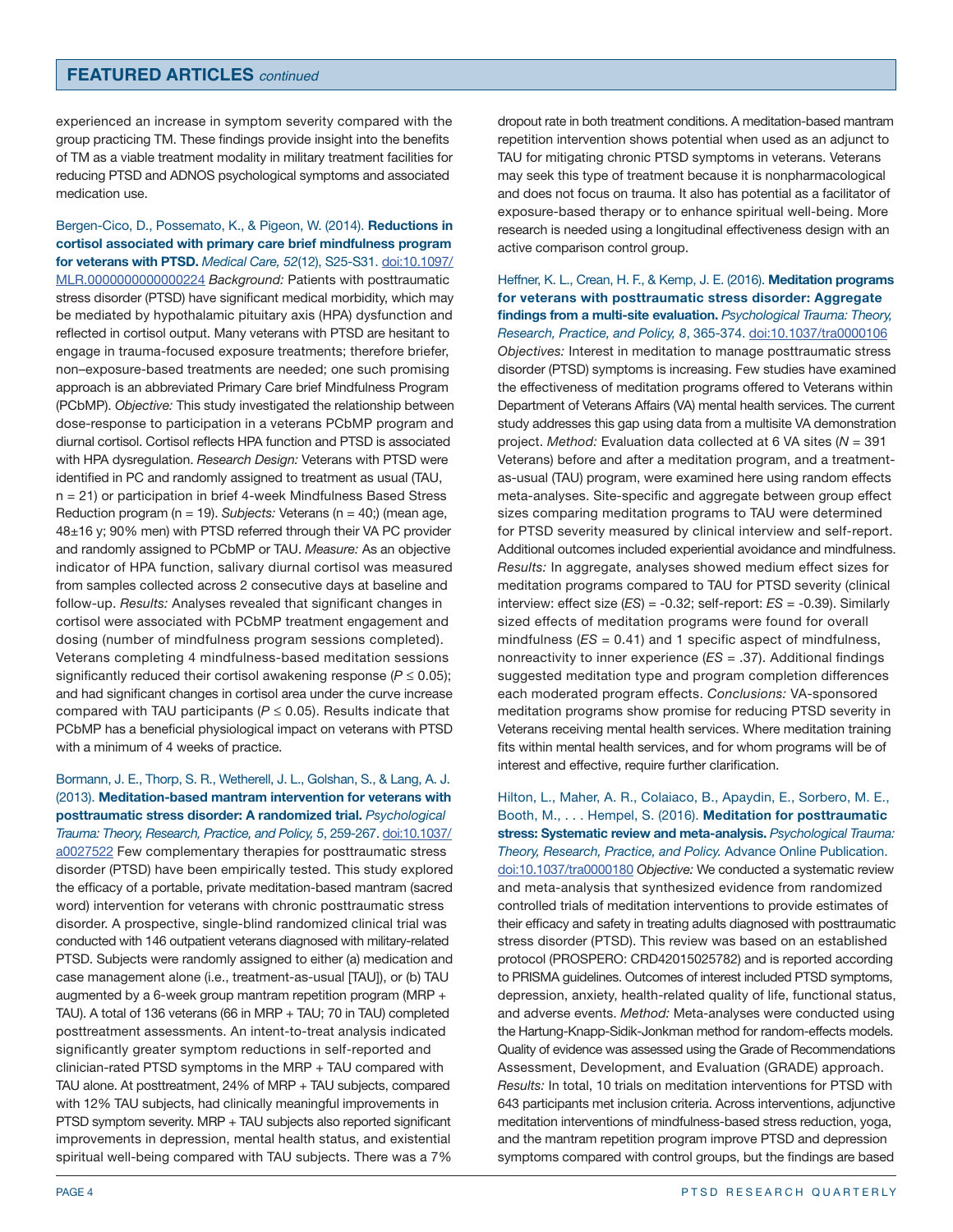## FEATURED ARTICLES *continued*

experienced an increase in symptom severity compared with the group practicing TM. These findings provide insight into the benefits of TM as a viable treatment modality in military treatment facilities for reducing PTSD and ADNOS psychological symptoms and associated medication use.

Bergen-Cico, D., Possemato, K., & Pigeon, W. (2014). **Reductions in cortisol associated with primary care brief mindfulness program for veterans with PTSD.** *Medical Care, 52*(12), S25-S31. doi:10.1097/MLR.0000000000000224 *Background:* Patients with posttraumatic stress disorder (PTSD) have significant medical morbidity, which may be mediated by hypothalamic pituitary axis (HPA) dysfunction and reflected in cortisol output. Many veterans with PTSD are hesitant to engage in trauma-focused exposure treatments; therefore briefer, non–exposure-based treatments are needed; one such promising approach is an abbreviated Primary Care brief Mindfulness Program (PCbMP). *Objective:* This study investigated the relationship between dose-response to participation in a veterans PCbMP program and diurnal cortisol. Cortisol reflects HPA function and PTSD is associated with HPA dysregulation. *Research Design:* Veterans with PTSD were identified in PC and randomly assigned to treatment as usual (TAU, n = 21) or participation in brief 4-week Mindfulness Based Stress Reduction program (n = 19). *Subjects:* Veterans (n = 40;) (mean age, 48±16 y; 90% men) with PTSD referred through their VA PC provider and randomly assigned to PCbMP or TAU. *Measure:* As an objective indicator of HPA function, salivary diurnal cortisol was measured from samples collected across 2 consecutive days at baseline and follow-up. *Results:* Analyses revealed that significant changes in cortisol were associated with PCbMP treatment engagement and dosing (number of mindfulness program sessions completed). Veterans completing 4 mindfulness-based meditation sessions significantly reduced their cortisol awakening response ($P \leq 0.05$); and had significant changes in cortisol area under the curve increase compared with TAU participants ($P \leq 0.05$). Results indicate that PCbMP has a beneficial physiological impact on veterans with PTSD with a minimum of 4 weeks of practice.

Bormann, J. E., Thorp, S. R., Wetherell, J. L., Golshan, S., & Lang, A. J. (2013). **Meditation-based mantram intervention for veterans with posttraumatic stress disorder: A randomized trial.** *Psychological Trauma: Theory, Research, Practice, and Policy, 5*, 259-267. doi:10.1037/a0027522 Few complementary therapies for posttraumatic stress disorder (PTSD) have been empirically tested. This study explored the efficacy of a portable, private meditation-based mantram (sacred word) intervention for veterans with chronic posttraumatic stress disorder. A prospective, single-blind randomized clinical trial was conducted with 146 outpatient veterans diagnosed with military-related PTSD. Subjects were randomly assigned to either (a) medication and case management alone (i.e., treatment-as-usual [TAU]), or (b) TAU augmented by a 6-week group mantram repetition program (MRP + TAU). A total of 136 veterans (66 in MRP + TAU; 70 in TAU) completed posttreatment assessments. An intent-to-treat analysis indicated significantly greater symptom reductions in self-reported and clinician-rated PTSD symptoms in the MRP + TAU compared with TAU alone. At posttreatment, 24% of MRP + TAU subjects, compared with 12% TAU subjects, had clinically meaningful improvements in PTSD symptom severity. MRP + TAU subjects also reported significant improvements in depression, mental health status, and existential spiritual well-being compared with TAU subjects. There was a 7% dropout rate in both treatment conditions. A meditation-based mantram repetition intervention shows potential when used as an adjunct to TAU for mitigating chronic PTSD symptoms in veterans. Veterans may seek this type of treatment because it is nonpharmacological and does not focus on trauma. It also has potential as a facilitator of exposure-based therapy or to enhance spiritual well-being. More research is needed using a longitudinal effectiveness design with an active comparison control group.

Heffner, K. L., Crean, H. F., & Kemp, J. E. (2016). **Meditation programs for veterans with posttraumatic stress disorder: Aggregate findings from a multi-site evaluation.** *Psychological Trauma: Theory, Research, Practice, and Policy, 8*, 365-374. doi:10.1037/tra0000106 *Objectives:* Interest in meditation to manage posttraumatic stress disorder (PTSD) symptoms is increasing. Few studies have examined the effectiveness of meditation programs offered to Veterans within Department of Veterans Affairs (VA) mental health services. The current study addresses this gap using data from a multisite VA demonstration project. *Method:* Evaluation data collected at 6 VA sites (*N* = 391 Veterans) before and after a meditation program, and a treatment-as-usual (TAU) program, were examined here using random effects meta-analyses. Site-specific and aggregate between group effect sizes comparing meditation programs to TAU were determined for PTSD severity measured by clinical interview and self-report. Additional outcomes included experiential avoidance and mindfulness. *Results:* In aggregate, analyses showed medium effect sizes for meditation programs compared to TAU for PTSD severity (clinical interview: effect size (*ES*) = -0.32; self-report: *ES* = -0.39). Similarly sized effects of meditation programs were found for overall mindfulness (*ES* = 0.41) and 1 specific aspect of mindfulness, nonreactivity to inner experience (*ES* = .37). Additional findings suggested meditation type and program completion differences each moderated program effects. *Conclusions:* VA-sponsored meditation programs show promise for reducing PTSD severity in Veterans receiving mental health services. Where meditation training fits within mental health services, and for whom programs will be of interest and effective, require further clarification.

Hilton, L., Maher, A. R., Colaiaco, B., Apaydin, E., Sorbero, M. E., Booth, M., . . . Hempel, S. (2016). **Meditation for posttraumatic stress: Systematic review and meta-analysis.** *Psychological Trauma: Theory, Research, Practice, and Policy.* Advance Online Publication. doi:10.1037/tra0000180 *Objective:* We conducted a systematic review and meta-analysis that synthesized evidence from randomized controlled trials of meditation interventions to provide estimates of their efficacy and safety in treating adults diagnosed with posttraumatic stress disorder (PTSD). This review was based on an established protocol (PROSPERO: CRD42015025782) and is reported according to PRISMA guidelines. Outcomes of interest included PTSD symptoms, depression, anxiety, health-related quality of life, functional status, and adverse events. *Method:* Meta-analyses were conducted using the Hartung-Knapp-Sidik-Jonkman method for random-effects models. Quality of evidence was assessed using the Grade of Recommendations Assessment, Development, and Evaluation (GRADE) approach. *Results:* In total, 10 trials on meditation interventions for PTSD with 643 participants met inclusion criteria. Across interventions, adjunctive meditation interventions of mindfulness-based stress reduction, yoga, and the mantram repetition program improve PTSD and depression symptoms compared with control groups, but the findings are based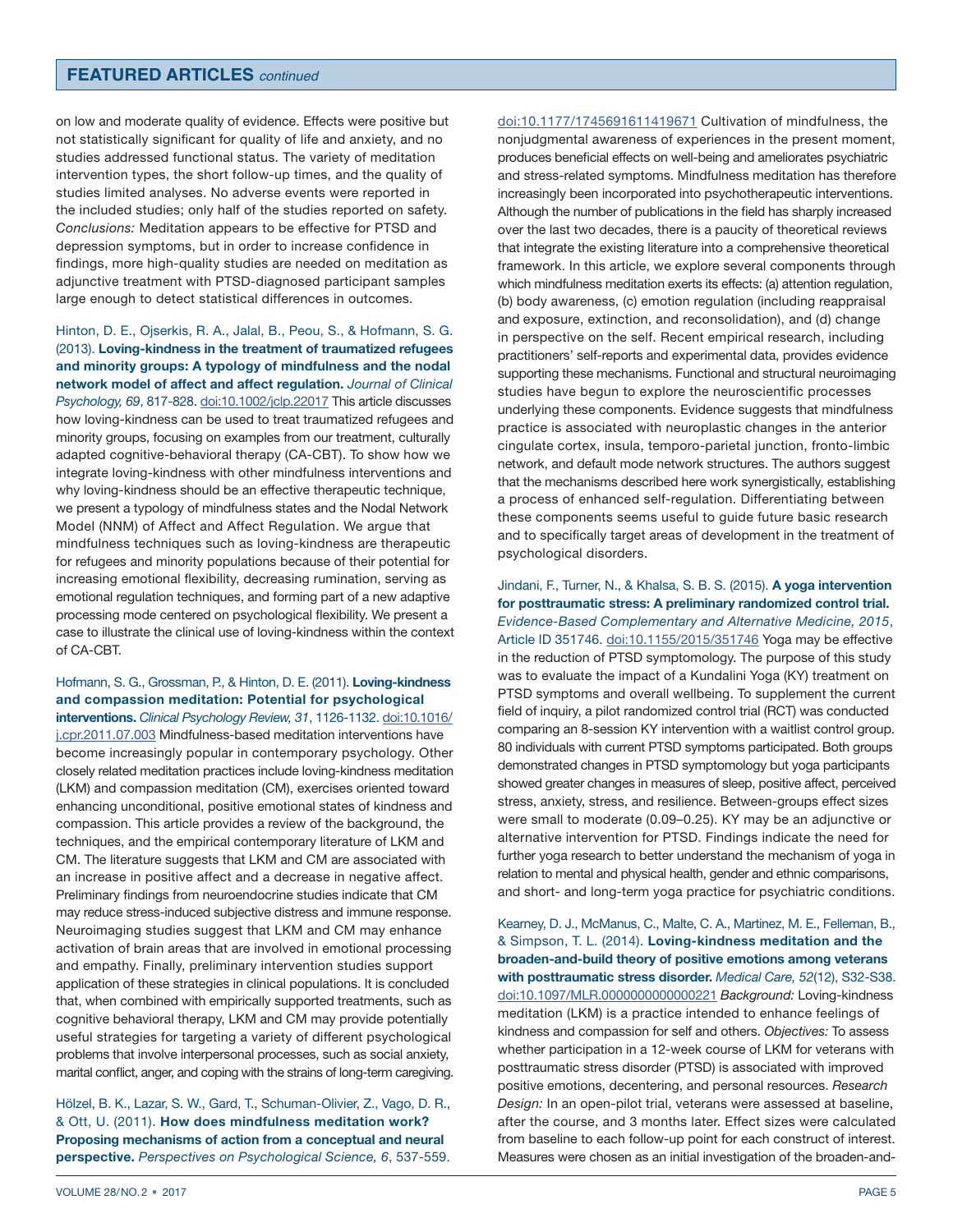## FEATURED ARTICLES *continued*

on low and moderate quality of evidence. Effects were positive but not statistically significant for quality of life and anxiety, and no studies addressed functional status. The variety of meditation intervention types, the short follow-up times, and the quality of studies limited analyses. No adverse events were reported in the included studies; only half of the studies reported on safety. *Conclusions:* Meditation appears to be effective for PTSD and depression symptoms, but in order to increase confidence in findings, more high-quality studies are needed on meditation as adjunctive treatment with PTSD-diagnosed participant samples large enough to detect statistical differences in outcomes.

Hinton, D. E., Ojserkis, R. A., Jalal, B., Peou, S., & Hofmann, S. G. (2013). **Loving-kindness in the treatment of traumatized refugees and minority groups: A typology of mindfulness and the nodal network model of affect and affect regulation.** *Journal of Clinical Psychology, 69*, 817-828. doi:10.1002/jclp.22017 This article discusses how loving-kindness can be used to treat traumatized refugees and minority groups, focusing on examples from our treatment, culturally adapted cognitive-behavioral therapy (CA-CBT). To show how we integrate loving-kindness with other mindfulness interventions and why loving-kindness should be an effective therapeutic technique, we present a typology of mindfulness states and the Nodal Network Model (NNM) of Affect and Affect Regulation. We argue that mindfulness techniques such as loving-kindness are therapeutic for refugees and minority populations because of their potential for increasing emotional flexibility, decreasing rumination, serving as emotional regulation techniques, and forming part of a new adaptive processing mode centered on psychological flexibility. We present a case to illustrate the clinical use of loving-kindness within the context of CA-CBT.

Hofmann, S. G., Grossman, P., & Hinton, D. E. (2011). **Loving-kindness and compassion meditation: Potential for psychological interventions.** *Clinical Psychology Review, 31*, 1126-1132. doi:10.1016/j.cpr.2011.07.003 Mindfulness-based meditation interventions have become increasingly popular in contemporary psychology. Other closely related meditation practices include loving-kindness meditation (LKM) and compassion meditation (CM), exercises oriented toward enhancing unconditional, positive emotional states of kindness and compassion. This article provides a review of the background, the techniques, and the empirical contemporary literature of LKM and CM. The literature suggests that LKM and CM are associated with an increase in positive affect and a decrease in negative affect. Preliminary findings from neuroendocrine studies indicate that CM may reduce stress-induced subjective distress and immune response. Neuroimaging studies suggest that LKM and CM may enhance activation of brain areas that are involved in emotional processing and empathy. Finally, preliminary intervention studies support application of these strategies in clinical populations. It is concluded that, when combined with empirically supported treatments, such as cognitive behavioral therapy, LKM and CM may provide potentially useful strategies for targeting a variety of different psychological problems that involve interpersonal processes, such as social anxiety, marital conflict, anger, and coping with the strains of long-term caregiving.

Hölzel, B. K., Lazar, S. W., Gard, T., Schuman-Olivier, Z., Vago, D. R., & Ott, U. (2011). **How does mindfulness meditation work? Proposing mechanisms of action from a conceptual and neural perspective.** *Perspectives on Psychological Science, 6*, 537-559. doi:10.1177/1745691611419671 Cultivation of mindfulness, the nonjudgmental awareness of experiences in the present moment, produces beneficial effects on well-being and ameliorates psychiatric and stress-related symptoms. Mindfulness meditation has therefore increasingly been incorporated into psychotherapeutic interventions. Although the number of publications in the field has sharply increased over the last two decades, there is a paucity of theoretical reviews that integrate the existing literature into a comprehensive theoretical framework. In this article, we explore several components through which mindfulness meditation exerts its effects: (a) attention regulation, (b) body awareness, (c) emotion regulation (including reappraisal and exposure, extinction, and reconsolidation), and (d) change in perspective on the self. Recent empirical research, including practitioners' self-reports and experimental data, provides evidence supporting these mechanisms. Functional and structural neuroimaging studies have begun to explore the neuroscientific processes underlying these components. Evidence suggests that mindfulness practice is associated with neuroplastic changes in the anterior cingulate cortex, insula, temporo-parietal junction, fronto-limbic network, and default mode network structures. The authors suggest that the mechanisms described here work synergistically, establishing a process of enhanced self-regulation. Differentiating between these components seems useful to guide future basic research and to specifically target areas of development in the treatment of psychological disorders.

Jindani, F., Turner, N., & Khalsa, S. B. S. (2015). **A yoga intervention for posttraumatic stress: A preliminary randomized control trial.** *Evidence-Based Complementary and Alternative Medicine, 2015*, Article ID 351746. doi:10.1155/2015/351746 Yoga may be effective in the reduction of PTSD symptomology. The purpose of this study was to evaluate the impact of a Kundalini Yoga (KY) treatment on PTSD symptoms and overall wellbeing. To supplement the current field of inquiry, a pilot randomized control trial (RCT) was conducted comparing an 8-session KY intervention with a waitlist control group. 80 individuals with current PTSD symptoms participated. Both groups demonstrated changes in PTSD symptomology but yoga participants showed greater changes in measures of sleep, positive affect, perceived stress, anxiety, stress, and resilience. Between-groups effect sizes were small to moderate (0.09–0.25). KY may be an adjunctive or alternative intervention for PTSD. Findings indicate the need for further yoga research to better understand the mechanism of yoga in relation to mental and physical health, gender and ethnic comparisons, and short- and long-term yoga practice for psychiatric conditions.

Kearney, D. J., McManus, C., Malte, C. A., Martinez, M. E., Felleman, B., & Simpson, T. L. (2014). **Loving-kindness meditation and the broaden-and-build theory of positive emotions among veterans with posttraumatic stress disorder.** *Medical Care, 52*(12), S32-S38. doi:10.1097/MLR.0000000000000221 *Background:* Loving-kindness meditation (LKM) is a practice intended to enhance feelings of kindness and compassion for self and others. *Objectives:* To assess whether participation in a 12-week course of LKM for veterans with posttraumatic stress disorder (PTSD) is associated with improved positive emotions, decentering, and personal resources. *Research Design:* In an open-pilot trial, veterans were assessed at baseline, after the course, and 3 months later. Effect sizes were calculated from baseline to each follow-up point for each construct of interest. Measures were chosen as an initial investigation of the broaden-and-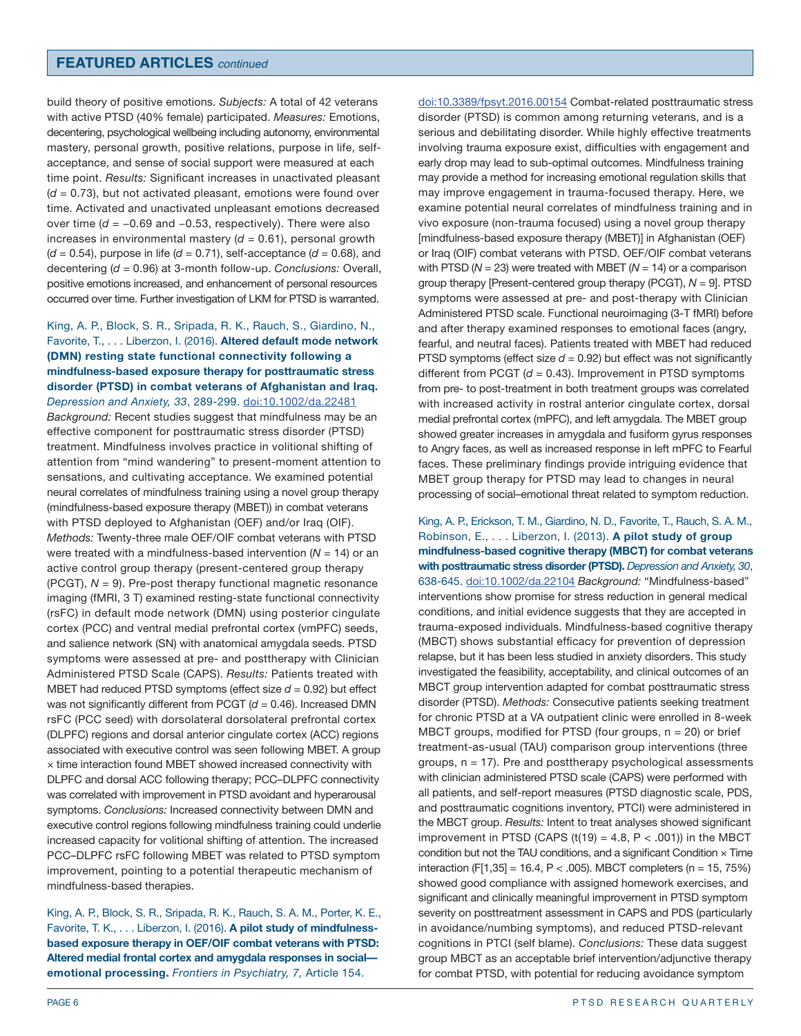## FEATURED ARTICLES *continued*

build theory of positive emotions. *Subjects:* A total of 42 veterans with active PTSD (40% female) participated. *Measures:* Emotions, decentering, psychological wellbeing including autonomy, environmental mastery, personal growth, positive relations, purpose in life, self-acceptance, and sense of social support were measured at each time point. *Results:* Significant increases in unactivated pleasant ($d$ = 0.73), but not activated pleasant, emotions were found over time. Activated and unactivated unpleasant emotions decreased over time ($d$ = −0.69 and −0.53, respectively). There were also increases in environmental mastery ($d$ = 0.61), personal growth ($d$ = 0.54), purpose in life ($d$ = 0.71), self-acceptance ($d$ = 0.68), and decentering ($d$ = 0.96) at 3-month follow-up. *Conclusions:* Overall, positive emotions increased, and enhancement of personal resources occurred over time. Further investigation of LKM for PTSD is warranted.

King, A. P., Block, S. R., Sripada, R. K., Rauch, S., Giardino, N., Favorite, T., . . . Liberzon, I. (2016). **Altered default mode network (DMN) resting state functional connectivity following a mindfulness-based exposure therapy for posttraumatic stress disorder (PTSD) in combat veterans of Afghanistan and Iraq.** *Depression and Anxiety, 33*, 289-299. doi:10.1002/da.22481 *Background:* Recent studies suggest that mindfulness may be an effective component for posttraumatic stress disorder (PTSD) treatment. Mindfulness involves practice in volitional shifting of attention from "mind wandering" to present-moment attention to sensations, and cultivating acceptance. We examined potential neural correlates of mindfulness training using a novel group therapy (mindfulness-based exposure therapy (MBET)) in combat veterans with PTSD deployed to Afghanistan (OEF) and/or Iraq (OIF). *Methods:* Twenty-three male OEF/OIF combat veterans with PTSD were treated with a mindfulness-based intervention ($N$ = 14) or an active control group therapy (present-centered group therapy (PCGT), $N$ = 9). Pre-post therapy functional magnetic resonance imaging (fMRI, 3 T) examined resting-state functional connectivity (rsFC) in default mode network (DMN) using posterior cingulate cortex (PCC) and ventral medial prefrontal cortex (vmPFC) seeds, and salience network (SN) with anatomical amygdala seeds. PTSD symptoms were assessed at pre- and posttherapy with Clinician Administered PTSD Scale (CAPS). *Results:* Patients treated with MBET had reduced PTSD symptoms (effect size $d$ = 0.92) but effect was not significantly different from PCGT ($d$ = 0.46). Increased DMN rsFC (PCC seed) with dorsolateral dorsolateral prefrontal cortex (DLPFC) regions and dorsal anterior cingulate cortex (ACC) regions associated with executive control was seen following MBET. A group × time interaction found MBET showed increased connectivity with DLPFC and dorsal ACC following therapy; PCC–DLPFC connectivity was correlated with improvement in PTSD avoidant and hyperarousal symptoms. *Conclusions:* Increased connectivity between DMN and executive control regions following mindfulness training could underlie increased capacity for volitional shifting of attention. The increased PCC–DLPFC rsFC following MBET was related to PTSD symptom improvement, pointing to a potential therapeutic mechanism of mindfulness-based therapies.

King, A. P., Block, S. R., Sripada, R. K., Rauch, S. A. M., Porter, K. E., Favorite, T. K., . . . Liberzon, I. (2016). **A pilot study of mindfulness-based exposure therapy in OEF/OIF combat veterans with PTSD: Altered medial frontal cortex and amygdala responses in social—emotional processing.** *Frontiers in Psychiatry, 7,* Article 154. doi:10.3389/fpsyt.2016.00154 Combat-related posttraumatic stress disorder (PTSD) is common among returning veterans, and is a serious and debilitating disorder. While highly effective treatments involving trauma exposure exist, difficulties with engagement and early drop may lead to sub-optimal outcomes. Mindfulness training may provide a method for increasing emotional regulation skills that may improve engagement in trauma-focused therapy. Here, we examine potential neural correlates of mindfulness training and in vivo exposure (non-trauma focused) using a novel group therapy [mindfulness-based exposure therapy (MBET)] in Afghanistan (OEF) or Iraq (OIF) combat veterans with PTSD. OEF/OIF combat veterans with PTSD ($N$ = 23) were treated with MBET ($N$ = 14) or a comparison group therapy [Present-centered group therapy (PCGT), $N$ = 9]. PTSD symptoms were assessed at pre- and post-therapy with Clinician Administered PTSD scale. Functional neuroimaging (3-T fMRI) before and after therapy examined responses to emotional faces (angry, fearful, and neutral faces). Patients treated with MBET had reduced PTSD symptoms (effect size $d$ = 0.92) but effect was not significantly different from PCGT ($d$ = 0.43). Improvement in PTSD symptoms from pre- to post-treatment in both treatment groups was correlated with increased activity in rostral anterior cingulate cortex, dorsal medial prefrontal cortex (mPFC), and left amygdala. The MBET group showed greater increases in amygdala and fusiform gyrus responses to Angry faces, as well as increased response in left mPFC to Fearful faces. These preliminary findings provide intriguing evidence that MBET group therapy for PTSD may lead to changes in neural processing of social–emotional threat related to symptom reduction.

King, A. P., Erickson, T. M., Giardino, N. D., Favorite, T., Rauch, S. A. M., Robinson, E., . . . Liberzon, I. (2013). **A pilot study of group mindfulness-based cognitive therapy (MBCT) for combat veterans with posttraumatic stress disorder (PTSD).** *Depression and Anxiety, 30*, 638-645. doi:10.1002/da.22104 *Background:* "Mindfulness-based" interventions show promise for stress reduction in general medical conditions, and initial evidence suggests that they are accepted in trauma-exposed individuals. Mindfulness-based cognitive therapy (MBCT) shows substantial efficacy for prevention of depression relapse, but it has been less studied in anxiety disorders. This study investigated the feasibility, acceptability, and clinical outcomes of an MBCT group intervention adapted for combat posttraumatic stress disorder (PTSD). *Methods:* Consecutive patients seeking treatment for chronic PTSD at a VA outpatient clinic were enrolled in 8-week MBCT groups, modified for PTSD (four groups, n = 20) or brief treatment-as-usual (TAU) comparison group interventions (three groups, n = 17). Pre and posttherapy psychological assessments with clinician administered PTSD scale (CAPS) were performed with all patients, and self-report measures (PTSD diagnostic scale, PDS, and posttraumatic cognitions inventory, PTCI) were administered in the MBCT group. *Results:* Intent to treat analyses showed significant improvement in PTSD (CAPS ($t(19) = 4.8$, $P < .001$)) in the MBCT condition but not the TAU conditions, and a significant Condition × Time interaction ($F[1,35] = 16.4$, $P < .005$). MBCT completers (n = 15, 75%) showed good compliance with assigned homework exercises, and significant and clinically meaningful improvement in PTSD symptom severity on posttreatment assessment in CAPS and PDS (particularly in avoidance/numbing symptoms), and reduced PTSD-relevant cognitions in PTCI (self blame). *Conclusions:* These data suggest group MBCT as an acceptable brief intervention/adjunctive therapy for combat PTSD, with potential for reducing avoidance symptom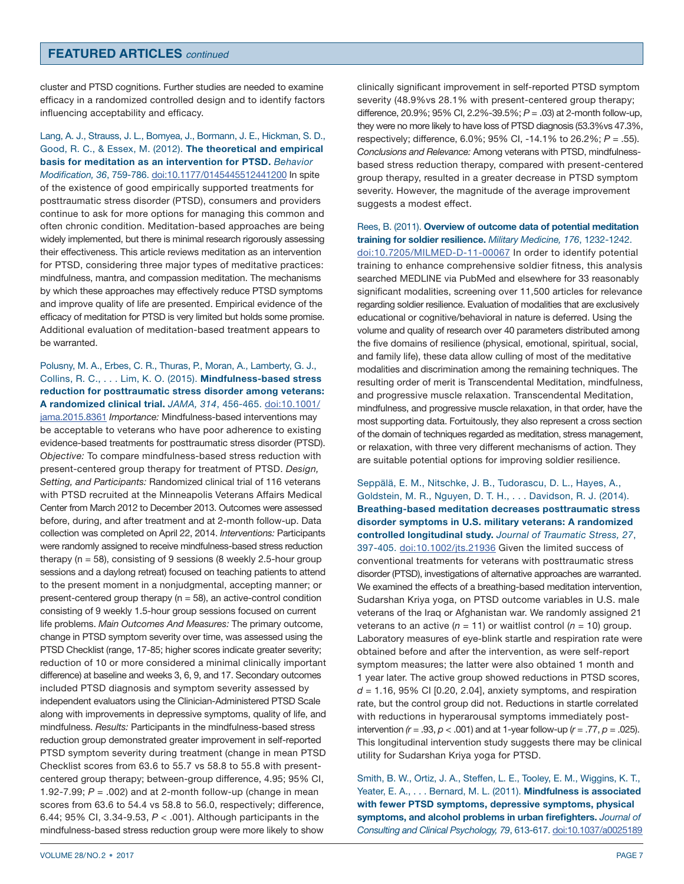## FEATURED ARTICLES *continued*

cluster and PTSD cognitions. Further studies are needed to examine efficacy in a randomized controlled design and to identify factors influencing acceptability and efficacy.

Lang, A. J., Strauss, J. L., Bomyea, J., Bormann, J. E., Hickman, S. D., Good, R. C., & Essex, M. (2012). **The theoretical and empirical basis for meditation as an intervention for PTSD.** *Behavior Modification, 36*, 759-786. doi:10.1177/0145445512441200 In spite of the existence of good empirically supported treatments for posttraumatic stress disorder (PTSD), consumers and providers continue to ask for more options for managing this common and often chronic condition. Meditation-based approaches are being widely implemented, but there is minimal research rigorously assessing their effectiveness. This article reviews meditation as an intervention for PTSD, considering three major types of meditative practices: mindfulness, mantra, and compassion meditation. The mechanisms by which these approaches may effectively reduce PTSD symptoms and improve quality of life are presented. Empirical evidence of the efficacy of meditation for PTSD is very limited but holds some promise. Additional evaluation of meditation-based treatment appears to be warranted.

Polusny, M. A., Erbes, C. R., Thuras, P., Moran, A., Lamberty, G. J., Collins, R. C., . . . Lim, K. O. (2015). **Mindfulness-based stress reduction for posttraumatic stress disorder among veterans: A randomized clinical trial.** *JAMA, 314*, 456-465. doi:10.1001/jama.2015.8361 *Importance:* Mindfulness-based interventions may be acceptable to veterans who have poor adherence to existing evidence-based treatments for posttraumatic stress disorder (PTSD). *Objective:* To compare mindfulness-based stress reduction with present-centered group therapy for treatment of PTSD. *Design, Setting, and Participants:* Randomized clinical trial of 116 veterans with PTSD recruited at the Minneapolis Veterans Affairs Medical Center from March 2012 to December 2013. Outcomes were assessed before, during, and after treatment and at 2-month follow-up. Data collection was completed on April 22, 2014. *Interventions:* Participants were randomly assigned to receive mindfulness-based stress reduction therapy ($n = 58$), consisting of 9 sessions (8 weekly 2.5-hour group sessions and a daylong retreat) focused on teaching patients to attend to the present moment in a nonjudgmental, accepting manner; or present-centered group therapy ($n = 58$), an active-control condition consisting of 9 weekly 1.5-hour group sessions focused on current life problems. *Main Outcomes And Measures:* The primary outcome, change in PTSD symptom severity over time, was assessed using the PTSD Checklist (range, 17-85; higher scores indicate greater severity; reduction of 10 or more considered a minimal clinically important difference) at baseline and weeks 3, 6, 9, and 17. Secondary outcomes included PTSD diagnosis and symptom severity assessed by independent evaluators using the Clinician-Administered PTSD Scale along with improvements in depressive symptoms, quality of life, and mindfulness. *Results:* Participants in the mindfulness-based stress reduction group demonstrated greater improvement in self-reported PTSD symptom severity during treatment (change in mean PTSD Checklist scores from 63.6 to 55.7 vs 58.8 to 55.8 with present-centered group therapy; between-group difference, 4.95; 95% CI, 1.92-7.99; $P = .002$) and at 2-month follow-up (change in mean scores from 63.6 to 54.4 vs 58.8 to 56.0, respectively; difference, 6.44; 95% CI, 3.34-9.53, $P < .001$). Although participants in the mindfulness-based stress reduction group were more likely to show clinically significant improvement in self-reported PTSD symptom severity (48.9%vs 28.1% with present-centered group therapy; difference, 20.9%; 95% CI, 2.2%-39.5%; $P = .03$) at 2-month follow-up, they were no more likely to have loss of PTSD diagnosis (53.3%vs 47.3%, respectively; difference, 6.0%; 95% CI, -14.1% to 26.2%; $P = .55$). *Conclusions and Relevance:* Among veterans with PTSD, mindfulness-based stress reduction therapy, compared with present-centered group therapy, resulted in a greater decrease in PTSD symptom severity. However, the magnitude of the average improvement suggests a modest effect.

Rees, B. (2011). **Overview of outcome data of potential meditation training for soldier resilience.** *Military Medicine, 176*, 1232-1242. doi:10.7205/MILMED-D-11-00067 In order to identify potential training to enhance comprehensive soldier fitness, this analysis searched MEDLINE via PubMed and elsewhere for 33 reasonably significant modalities, screening over 11,500 articles for relevance regarding soldier resilience. Evaluation of modalities that are exclusively educational or cognitive/behavioral in nature is deferred. Using the volume and quality of research over 40 parameters distributed among the five domains of resilience (physical, emotional, spiritual, social, and family life), these data allow culling of most of the meditative modalities and discrimination among the remaining techniques. The resulting order of merit is Transcendental Meditation, mindfulness, and progressive muscle relaxation. Transcendental Meditation, mindfulness, and progressive muscle relaxation, in that order, have the most supporting data. Fortuitously, they also represent a cross section of the domain of techniques regarded as meditation, stress management, or relaxation, with three very different mechanisms of action. They are suitable potential options for improving soldier resilience.

Seppälä, E. M., Nitschke, J. B., Tudorascu, D. L., Hayes, A., Goldstein, M. R., Nguyen, D. T. H., . . . Davidson, R. J. (2014). **Breathing-based meditation decreases posttraumatic stress disorder symptoms in U.S. military veterans: A randomized controlled longitudinal study.** *Journal of Traumatic Stress, 27*, 397-405. doi:10.1002/jts.21936 Given the limited success of conventional treatments for veterans with posttraumatic stress disorder (PTSD), investigations of alternative approaches are warranted. We examined the effects of a breathing-based meditation intervention, Sudarshan Kriya yoga, on PTSD outcome variables in U.S. male veterans of the Iraq or Afghanistan war. We randomly assigned 21 veterans to an active ($n = 11$) or waitlist control ($n = 10$) group. Laboratory measures of eye-blink startle and respiration rate were obtained before and after the intervention, as were self-report symptom measures; the latter were also obtained 1 month and 1 year later. The active group showed reductions in PTSD scores, $d = 1.16$, 95% CI [0.20, 2.04], anxiety symptoms, and respiration rate, but the control group did not. Reductions in startle correlated with reductions in hyperarousal symptoms immediately post-intervention ($r = .93$, $p < .001$) and at 1-year follow-up ($r = .77$, $p = .025$). This longitudinal intervention study suggests there may be clinical utility for Sudarshan Kriya yoga for PTSD.

Smith, B. W., Ortiz, J. A., Steffen, L. E., Tooley, E. M., Wiggins, K. T., Yeater, E. A., . . . Bernard, M. L. (2011). **Mindfulness is associated with fewer PTSD symptoms, depressive symptoms, physical symptoms, and alcohol problems in urban firefighters.** *Journal of Consulting and Clinical Psychology, 79*, 613-617. doi:10.1037/a0025189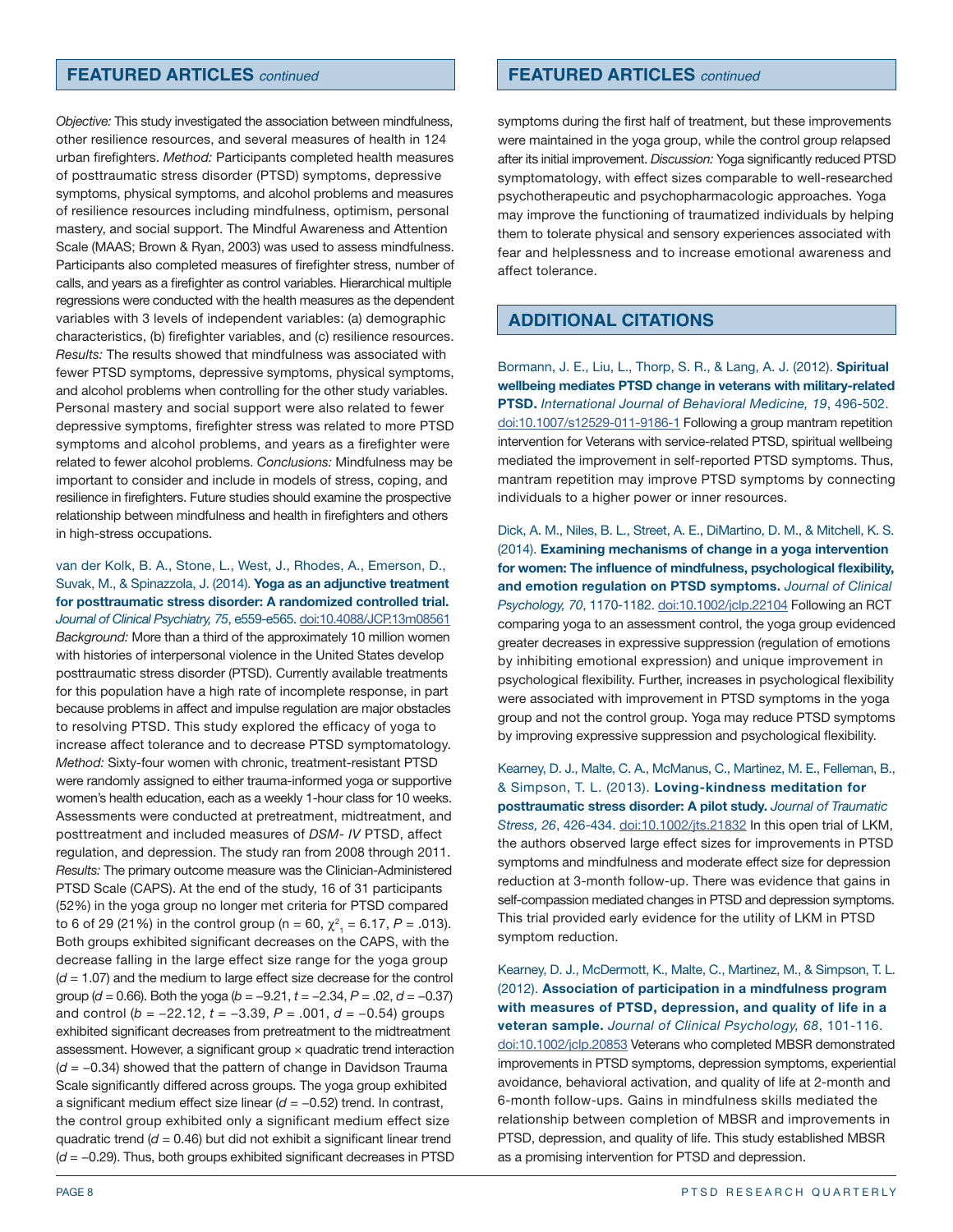## FEATURED ARTICLES *continued*

*Objective:* This study investigated the association between mindfulness, other resilience resources, and several measures of health in 124 urban firefighters. *Method:* Participants completed health measures of posttraumatic stress disorder (PTSD) symptoms, depressive symptoms, physical symptoms, and alcohol problems and measures of resilience resources including mindfulness, optimism, personal mastery, and social support. The Mindful Awareness and Attention Scale (MAAS; Brown & Ryan, 2003) was used to assess mindfulness. Participants also completed measures of firefighter stress, number of calls, and years as a firefighter as control variables. Hierarchical multiple regressions were conducted with the health measures as the dependent variables with 3 levels of independent variables: (a) demographic characteristics, (b) firefighter variables, and (c) resilience resources. *Results:* The results showed that mindfulness was associated with fewer PTSD symptoms, depressive symptoms, physical symptoms, and alcohol problems when controlling for the other study variables. Personal mastery and social support were also related to fewer depressive symptoms, firefighter stress was related to more PTSD symptoms and alcohol problems, and years as a firefighter were related to fewer alcohol problems. *Conclusions:* Mindfulness may be important to consider and include in models of stress, coping, and resilience in firefighters. Future studies should examine the prospective relationship between mindfulness and health in firefighters and others in high-stress occupations.

van der Kolk, B. A., Stone, L., West, J., Rhodes, A., Emerson, D., Suvak, M., & Spinazzola, J. (2014). **Yoga as an adjunctive treatment for posttraumatic stress disorder: A randomized controlled trial.** *Journal of Clinical Psychiatry, 75*, e559-e565. doi:10.4088/JCP.13m08561 *Background:* More than a third of the approximately 10 million women with histories of interpersonal violence in the United States develop posttraumatic stress disorder (PTSD). Currently available treatments for this population have a high rate of incomplete response, in part because problems in affect and impulse regulation are major obstacles to resolving PTSD. This study explored the efficacy of yoga to increase affect tolerance and to decrease PTSD symptomatology. *Method:* Sixty-four women with chronic, treatment-resistant PTSD were randomly assigned to either trauma-informed yoga or supportive women's health education, each as a weekly 1-hour class for 10 weeks. Assessments were conducted at pretreatment, midtreatment, and posttreatment and included measures of *DSM- IV* PTSD, affect regulation, and depression. The study ran from 2008 through 2011. *Results:* The primary outcome measure was the Clinician-Administered PTSD Scale (CAPS). At the end of the study, 16 of 31 participants (52%) in the yoga group no longer met criteria for PTSD compared to 6 of 29 (21%) in the control group (n = 60, $\chi^2_1 = 6.17$, $P = .013$). Both groups exhibited significant decreases on the CAPS, with the decrease falling in the large effect size range for the yoga group ($d = 1.07$) and the medium to large effect size decrease for the control group ($d = 0.66$). Both the yoga ($b = -9.21$, $t = -2.34$, $P = .02$, $d = -0.37$) and control ($b = -22.12$, $t = -3.39$, $P = .001$, $d = -0.54$) groups exhibited significant decreases from pretreatment to the midtreatment assessment. However, a significant group × quadratic trend interaction ($d = -0.34$) showed that the pattern of change in Davidson Trauma Scale significantly differed across groups. The yoga group exhibited a significant medium effect size linear ($d = -0.52$) trend. In contrast, the control group exhibited only a significant medium effect size quadratic trend ($d = 0.46$) but did not exhibit a significant linear trend ($d = -0.29$). Thus, both groups exhibited significant decreases in PTSD symptoms during the first half of treatment, but these improvements were maintained in the yoga group, while the control group relapsed after its initial improvement. *Discussion:* Yoga significantly reduced PTSD symptomatology, with effect sizes comparable to well-researched psychotherapeutic and psychopharmacologic approaches. Yoga may improve the functioning of traumatized individuals by helping them to tolerate physical and sensory experiences associated with fear and helplessness and to increase emotional awareness and affect tolerance.

## ADDITIONAL CITATIONS

Bormann, J. E., Liu, L., Thorp, S. R., & Lang, A. J. (2012). **Spiritual wellbeing mediates PTSD change in veterans with military-related PTSD.** *International Journal of Behavioral Medicine, 19*, 496-502. doi:10.1007/s12529-011-9186-1 Following a group mantram repetition intervention for Veterans with service-related PTSD, spiritual wellbeing mediated the improvement in self-reported PTSD symptoms. Thus, mantram repetition may improve PTSD symptoms by connecting individuals to a higher power or inner resources.

Dick, A. M., Niles, B. L., Street, A. E., DiMartino, D. M., & Mitchell, K. S. (2014). **Examining mechanisms of change in a yoga intervention for women: The influence of mindfulness, psychological flexibility, and emotion regulation on PTSD symptoms.** *Journal of Clinical Psychology, 70*, 1170-1182. doi:10.1002/jclp.22104 Following an RCT comparing yoga to an assessment control, the yoga group evidenced greater decreases in expressive suppression (regulation of emotions by inhibiting emotional expression) and unique improvement in psychological flexibility. Further, increases in psychological flexibility were associated with improvement in PTSD symptoms in the yoga group and not the control group. Yoga may reduce PTSD symptoms by improving expressive suppression and psychological flexibility.

Kearney, D. J., Malte, C. A., McManus, C., Martinez, M. E., Felleman, B., & Simpson, T. L. (2013). **Loving-kindness meditation for posttraumatic stress disorder: A pilot study.** *Journal of Traumatic Stress, 26*, 426-434. doi:10.1002/jts.21832 In this open trial of LKM, the authors observed large effect sizes for improvements in PTSD symptoms and mindfulness and moderate effect size for depression reduction at 3-month follow-up. There was evidence that gains in self-compassion mediated changes in PTSD and depression symptoms. This trial provided early evidence for the utility of LKM in PTSD symptom reduction.

Kearney, D. J., McDermott, K., Malte, C., Martinez, M., & Simpson, T. L. (2012). **Association of participation in a mindfulness program with measures of PTSD, depression, and quality of life in a veteran sample.** *Journal of Clinical Psychology, 68*, 101-116. doi:10.1002/jclp.20853 Veterans who completed MBSR demonstrated improvements in PTSD symptoms, depression symptoms, experiential avoidance, behavioral activation, and quality of life at 2-month and 6-month follow-ups. Gains in mindfulness skills mediated the relationship between completion of MBSR and improvements in PTSD, depression, and quality of life. This study established MBSR as a promising intervention for PTSD and depression.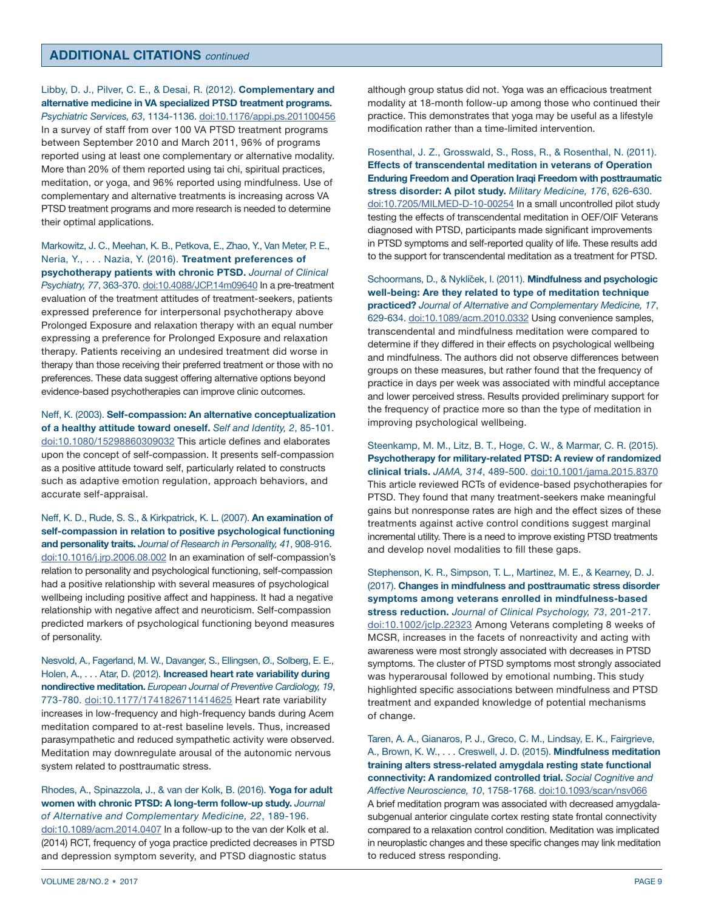## ADDITIONAL CITATIONS *continued*

Libby, D. J., Pilver, C. E., & Desai, R. (2012). **Complementary and alternative medicine in VA specialized PTSD treatment programs.** *Psychiatric Services, 63*, 1134-1136. doi:10.1176/appi.ps.201100456 In a survey of staff from over 100 VA PTSD treatment programs between September 2010 and March 2011, 96% of programs reported using at least one complementary or alternative modality. More than 20% of them reported using tai chi, spiritual practices, meditation, or yoga, and 96% reported using mindfulness. Use of complementary and alternative treatments is increasing across VA PTSD treatment programs and more research is needed to determine their optimal applications.

Markowitz, J. C., Meehan, K. B., Petkova, E., Zhao, Y., Van Meter, P. E., Neria, Y., . . . Nazia, Y. (2016). **Treatment preferences of psychotherapy patients with chronic PTSD.** *Journal of Clinical Psychiatry, 77*, 363-370. doi:10.4088/JCP.14m09640 In a pre-treatment evaluation of the treatment attitudes of treatment-seekers, patients expressed preference for interpersonal psychotherapy above Prolonged Exposure and relaxation therapy with an equal number expressing a preference for Prolonged Exposure and relaxation therapy. Patients receiving an undesired treatment did worse in therapy than those receiving their preferred treatment or those with no preferences. These data suggest offering alternative options beyond evidence-based psychotherapies can improve clinic outcomes.

Neff, K. (2003). **Self-compassion: An alternative conceptualization of a healthy attitude toward oneself.** *Self and Identity, 2*, 85-101. doi:10.1080/15298860309032 This article defines and elaborates upon the concept of self-compassion. It presents self-compassion as a positive attitude toward self, particularly related to constructs such as adaptive emotion regulation, approach behaviors, and accurate self-appraisal.

Neff, K. D., Rude, S. S., & Kirkpatrick, K. L. (2007). **An examination of self-compassion in relation to positive psychological functioning and personality traits.** *Journal of Research in Personality, 41*, 908-916. doi:10.1016/j.jrp.2006.08.002 In an examination of self-compassion's relation to personality and psychological functioning, self-compassion had a positive relationship with several measures of psychological wellbeing including positive affect and happiness. It had a negative relationship with negative affect and neuroticism. Self-compassion predicted markers of psychological functioning beyond measures of personality.

Nesvold, A., Fagerland, M. W., Davanger, S., Ellingsen, Ø., Solberg, E. E., Holen, A., . . . Atar, D. (2012). **Increased heart rate variability during nondirective meditation.** *European Journal of Preventive Cardiology, 19*, 773-780. doi:10.1177/1741826711414625 Heart rate variability increases in low-frequency and high-frequency bands during Acem meditation compared to at-rest baseline levels. Thus, increased parasympathetic and reduced sympathetic activity were observed. Meditation may downregulate arousal of the autonomic nervous system related to posttraumatic stress.

Rhodes, A., Spinazzola, J., & van der Kolk, B. (2016). **Yoga for adult women with chronic PTSD: A long-term follow-up study.** *Journal of Alternative and Complementary Medicine, 22*, 189-196. doi:10.1089/acm.2014.0407 In a follow-up to the van der Kolk et al. (2014) RCT, frequency of yoga practice predicted decreases in PTSD and depression symptom severity, and PTSD diagnostic status although group status did not. Yoga was an efficacious treatment modality at 18-month follow-up among those who continued their practice. This demonstrates that yoga may be useful as a lifestyle modification rather than a time-limited intervention.

Rosenthal, J. Z., Grosswald, S., Ross, R., & Rosenthal, N. (2011). **Effects of transcendental meditation in veterans of Operation Enduring Freedom and Operation Iraqi Freedom with posttraumatic stress disorder: A pilot study.** *Military Medicine, 176*, 626-630. doi:10.7205/MILMED-D-10-00254 In a small uncontrolled pilot study testing the effects of transcendental meditation in OEF/OIF Veterans diagnosed with PTSD, participants made significant improvements in PTSD symptoms and self-reported quality of life. These results add to the support for transcendental meditation as a treatment for PTSD.

Schoormans, D., & Nyklíček, I. (2011). **Mindfulness and psychologic well-being: Are they related to type of meditation technique practiced?** *Journal of Alternative and Complementary Medicine, 17*, 629-634. doi:10.1089/acm.2010.0332 Using convenience samples, transcendental and mindfulness meditation were compared to determine if they differed in their effects on psychological wellbeing and mindfulness. The authors did not observe differences between groups on these measures, but rather found that the frequency of practice in days per week was associated with mindful acceptance and lower perceived stress. Results provided preliminary support for the frequency of practice more so than the type of meditation in improving psychological wellbeing.

Steenkamp, M. M., Litz, B. T., Hoge, C. W., & Marmar, C. R. (2015). **Psychotherapy for military-related PTSD: A review of randomized clinical trials.** *JAMA, 314*, 489-500. doi:10.1001/jama.2015.8370 This article reviewed RCTs of evidence-based psychotherapies for PTSD. They found that many treatment-seekers make meaningful gains but nonresponse rates are high and the effect sizes of these treatments against active control conditions suggest marginal incremental utility. There is a need to improve existing PTSD treatments and develop novel modalities to fill these gaps.

Stephenson, K. R., Simpson, T. L., Martinez, M. E., & Kearney, D. J. (2017). **Changes in mindfulness and posttraumatic stress disorder symptoms among veterans enrolled in mindfulness-based stress reduction.** *Journal of Clinical Psychology, 73*, 201-217. doi:10.1002/jclp.22323 Among Veterans completing 8 weeks of MCSR, increases in the facets of nonreactivity and acting with awareness were most strongly associated with decreases in PTSD symptoms. The cluster of PTSD symptoms most strongly associated was hyperarousal followed by emotional numbing. This study highlighted specific associations between mindfulness and PTSD treatment and expanded knowledge of potential mechanisms of change.

Taren, A. A., Gianaros, P. J., Greco, C. M., Lindsay, E. K., Fairgrieve, A., Brown, K. W., . . . Creswell, J. D. (2015). **Mindfulness meditation training alters stress-related amygdala resting state functional connectivity: A randomized controlled trial.** *Social Cognitive and Affective Neuroscience, 10*, 1758-1768. doi:10.1093/scan/nsv066 A brief meditation program was associated with decreased amygdala-subgenual anterior cingulate cortex resting state frontal connectivity compared to a relaxation control condition. Meditation was implicated in neuroplastic changes and these specific changes may link meditation to reduced stress responding.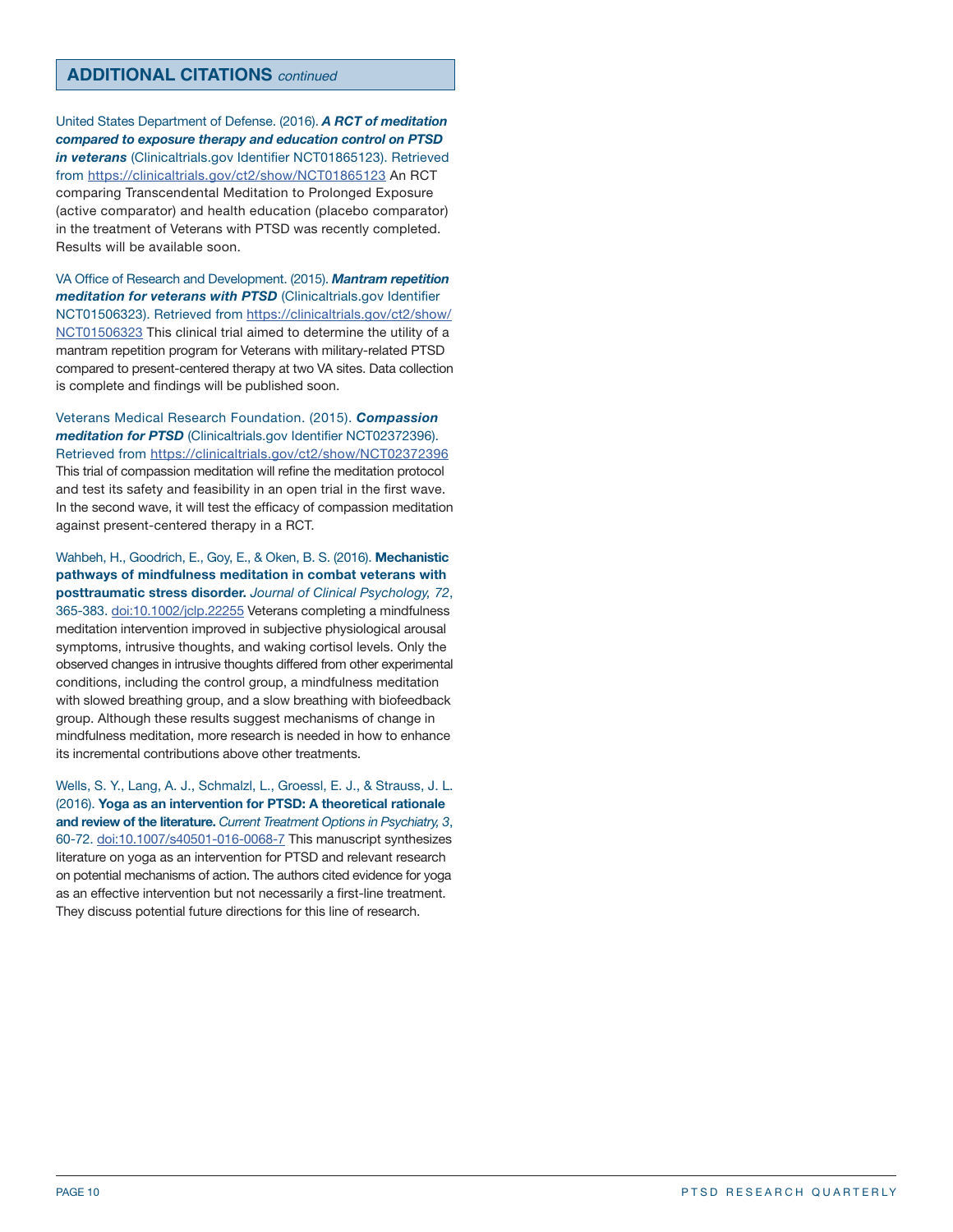## ADDITIONAL CITATIONS *continued*

United States Department of Defense. (2016). ***A RCT of meditation compared to exposure therapy and education control on PTSD in veterans*** (Clinicaltrials.gov Identifier NCT01865123). Retrieved from https://clinicaltrials.gov/ct2/show/NCT01865123 An RCT comparing Transcendental Meditation to Prolonged Exposure (active comparator) and health education (placebo comparator) in the treatment of Veterans with PTSD was recently completed. Results will be available soon.

VA Office of Research and Development. (2015). ***Mantram repetition meditation for veterans with PTSD*** (Clinicaltrials.gov Identifier NCT01506323). Retrieved from https://clinicaltrials.gov/ct2/show/NCT01506323 This clinical trial aimed to determine the utility of a mantram repetition program for Veterans with military-related PTSD compared to present-centered therapy at two VA sites. Data collection is complete and findings will be published soon.

Veterans Medical Research Foundation. (2015). ***Compassion meditation for PTSD*** (Clinicaltrials.gov Identifier NCT02372396). Retrieved from https://clinicaltrials.gov/ct2/show/NCT02372396 This trial of compassion meditation will refine the meditation protocol and test its safety and feasibility in an open trial in the first wave. In the second wave, it will test the efficacy of compassion meditation against present-centered therapy in a RCT.

Wahbeh, H., Goodrich, E., Goy, E., & Oken, B. S. (2016). **Mechanistic pathways of mindfulness meditation in combat veterans with posttraumatic stress disorder.** *Journal of Clinical Psychology, 72*, 365-383. doi:10.1002/jclp.22255 Veterans completing a mindfulness meditation intervention improved in subjective physiological arousal symptoms, intrusive thoughts, and waking cortisol levels. Only the observed changes in intrusive thoughts differed from other experimental conditions, including the control group, a mindfulness meditation with slowed breathing group, and a slow breathing with biofeedback group. Although these results suggest mechanisms of change in mindfulness meditation, more research is needed in how to enhance its incremental contributions above other treatments.

Wells, S. Y., Lang, A. J., Schmalzl, L., Groessl, E. J., & Strauss, J. L. (2016). **Yoga as an intervention for PTSD: A theoretical rationale and review of the literature.** *Current Treatment Options in Psychiatry, 3*, 60-72. doi:10.1007/s40501-016-0068-7 This manuscript synthesizes literature on yoga as an intervention for PTSD and relevant research on potential mechanisms of action. The authors cited evidence for yoga as an effective intervention but not necessarily a first-line treatment. They discuss potential future directions for this line of research.